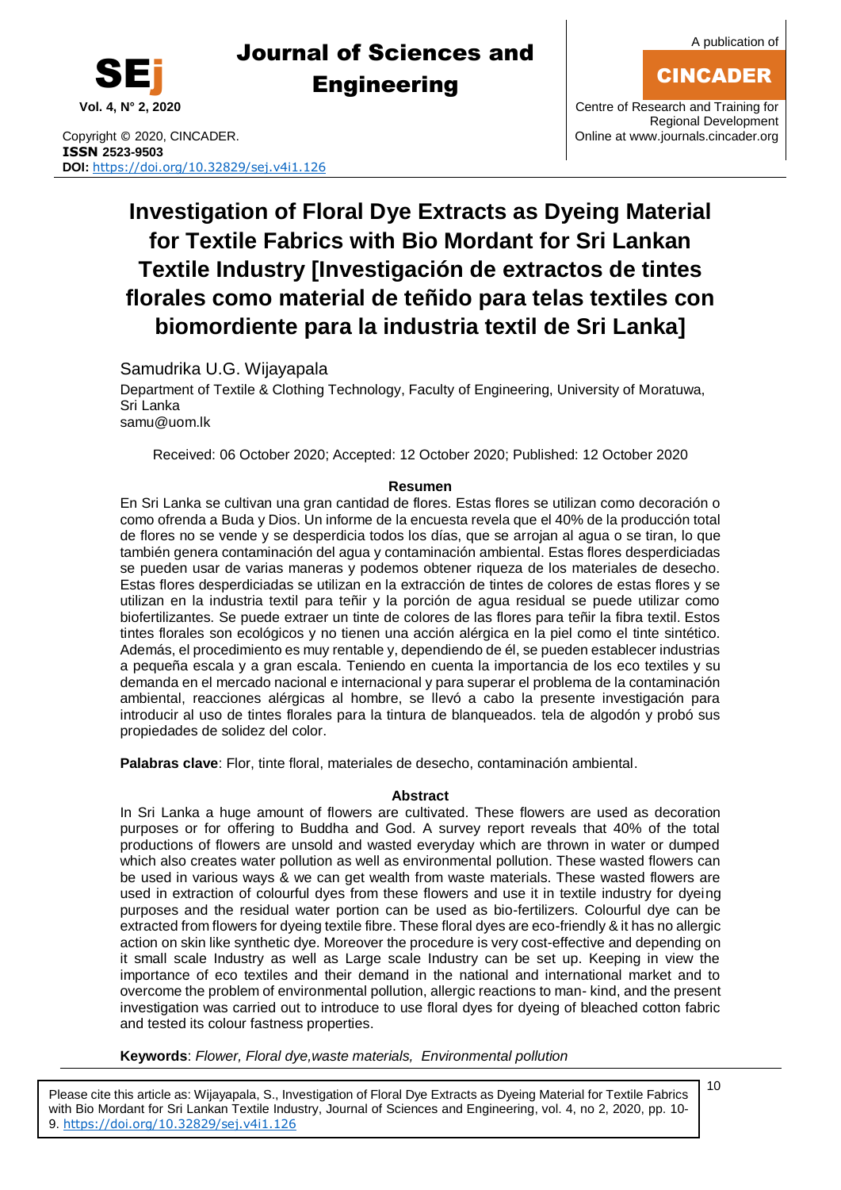Copyright © 2020, CINCADER.
**ISSN 2523-9503**
**DOI:** https://doi.org/10.32829/sej.v4i1.126

# Investigation of Floral Dye Extracts as Dyeing Material for Textile Fabrics with Bio Mordant for Sri Lankan Textile Industry [Investigación de extractos de tintes florales como material de teñido para telas textiles con biomordiente para la industria textil de Sri Lanka]

Samudrika U.G. Wijayapala

Department of Textile & Clothing Technology, Faculty of Engineering, University of Moratuwa, Sri Lanka
samu@uom.lk

Received: 06 October 2020; Accepted: 12 October 2020; Published: 12 October 2020

## Resumen

En Sri Lanka se cultivan una gran cantidad de flores. Estas flores se utilizan como decoración o como ofrenda a Buda y Dios. Un informe de la encuesta revela que el 40% de la producción total de flores no se vende y se desperdicia todos los días, que se arrojan al agua o se tiran, lo que también genera contaminación del agua y contaminación ambiental. Estas flores desperdiciadas se pueden usar de varias maneras y podemos obtener riqueza de los materiales de desecho. Estas flores desperdiciadas se utilizan en la extracción de tintes de colores de estas flores y se utilizan en la industria textil para teñir y la porción de agua residual se puede utilizar como biofertilizantes. Se puede extraer un tinte de colores de las flores para teñir la fibra textil. Estos tintes florales son ecológicos y no tienen una acción alérgica en la piel como el tinte sintético. Además, el procedimiento es muy rentable y, dependiendo de él, se pueden establecer industrias a pequeña escala y a gran escala. Teniendo en cuenta la importancia de los eco textiles y su demanda en el mercado nacional e internacional y para superar el problema de la contaminación ambiental, reacciones alérgicas al hombre, se llevó a cabo la presente investigación para introducir al uso de tintes florales para la tintura de blanqueados. tela de algodón y probó sus propiedades de solidez del color.

**Palabras clave**: Flor, tinte floral, materiales de desecho, contaminación ambiental.

## Abstract

In Sri Lanka a huge amount of flowers are cultivated. These flowers are used as decoration purposes or for offering to Buddha and God. A survey report reveals that 40% of the total productions of flowers are unsold and wasted everyday which are thrown in water or dumped which also creates water pollution as well as environmental pollution. These wasted flowers can be used in various ways & we can get wealth from waste materials. These wasted flowers are used in extraction of colourful dyes from these flowers and use it in textile industry for dyeing purposes and the residual water portion can be used as bio-fertilizers. Colourful dye can be extracted from flowers for dyeing textile fibre. These floral dyes are eco-friendly & it has no allergic action on skin like synthetic dye. Moreover the procedure is very cost-effective and depending on it small scale Industry as well as Large scale Industry can be set up. Keeping in view the importance of eco textiles and their demand in the national and international market and to overcome the problem of environmental pollution, allergic reactions to man- kind, and the present investigation was carried out to introduce to use floral dyes for dyeing of bleached cotton fabric and tested its colour fastness properties.

**Keywords**: *Flower, Floral dye,waste materials, Environmental pollution*

Please cite this article as: Wijayapala, S., Investigation of Floral Dye Extracts as Dyeing Material for Textile Fabrics with Bio Mordant for Sri Lankan Textile Industry, Journal of Sciences and Engineering, vol. 4, no 2, 2020, pp. 10-9. https://doi.org/10.32829/sej.v4i1.126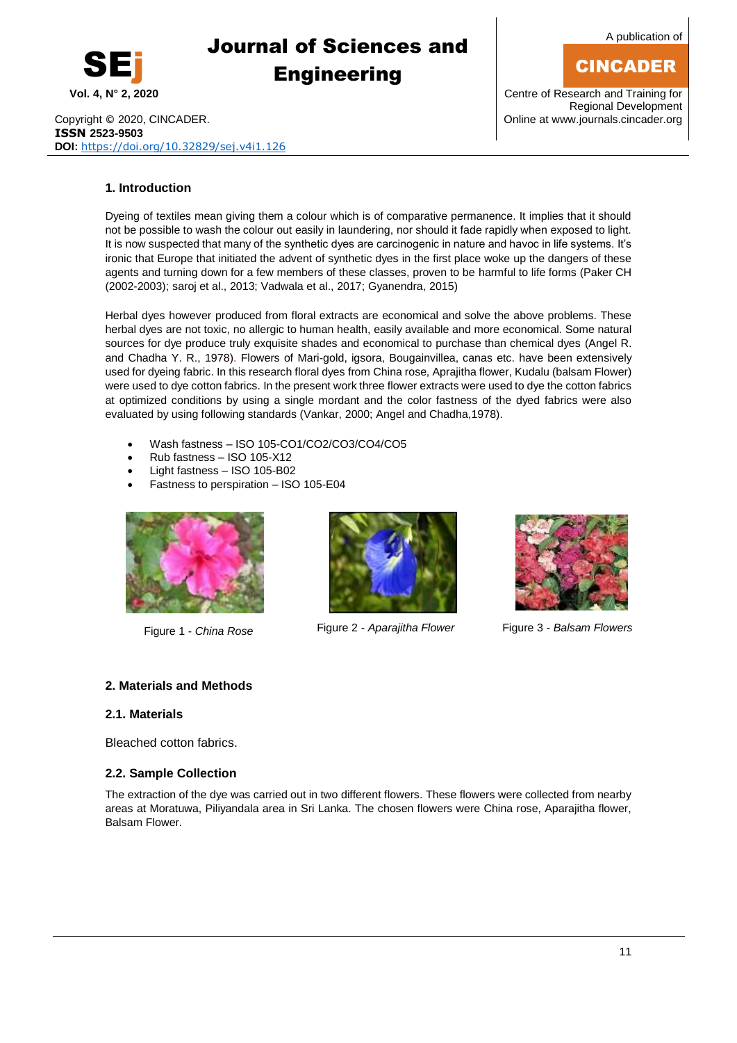## 1. Introduction

Dyeing of textiles mean giving them a colour which is of comparative permanence. It implies that it should not be possible to wash the colour out easily in laundering, nor should it fade rapidly when exposed to light. It is now suspected that many of the synthetic dyes are carcinogenic in nature and havoc in life systems. It's ironic that Europe that initiated the advent of synthetic dyes in the first place woke up the dangers of these agents and turning down for a few members of these classes, proven to be harmful to life forms (Paker CH (2002-2003); saroj et al., 2013; Vadwala et al., 2017; Gyanendra, 2015)

Herbal dyes however produced from floral extracts are economical and solve the above problems. These herbal dyes are not toxic, no allergic to human health, easily available and more economical. Some natural sources for dye produce truly exquisite shades and economical to purchase than chemical dyes (Angel R. and Chadha Y. R., 1978). Flowers of Mari-gold, igsora, Bougainvillea, canas etc. have been extensively used for dyeing fabric. In this research floral dyes from China rose, Aprajitha flower, Kudalu (balsam Flower) were used to dye cotton fabrics. In the present work three flower extracts were used to dye the cotton fabrics at optimized conditions by using a single mordant and the color fastness of the dyed fabrics were also evaluated by using following standards (Vankar, 2000; Angel and Chadha,1978).

- Wash fastness – ISO 105-CO1/CO2/CO3/CO4/CO5
- Rub fastness – ISO 105-X12
- Light fastness – ISO 105-B02
- Fastness to perspiration – ISO 105-E04

Figure 1 - *China Rose*

Figure 2 - *Aparajitha Flower*

Figure 3 - *Balsam Flowers*

## 2. Materials and Methods

### 2.1. Materials

Bleached cotton fabrics.

### 2.2. Sample Collection

The extraction of the dye was carried out in two different flowers. These flowers were collected from nearby areas at Moratuwa, Piliyandala area in Sri Lanka. The chosen flowers were China rose, Aparajitha flower, Balsam Flower.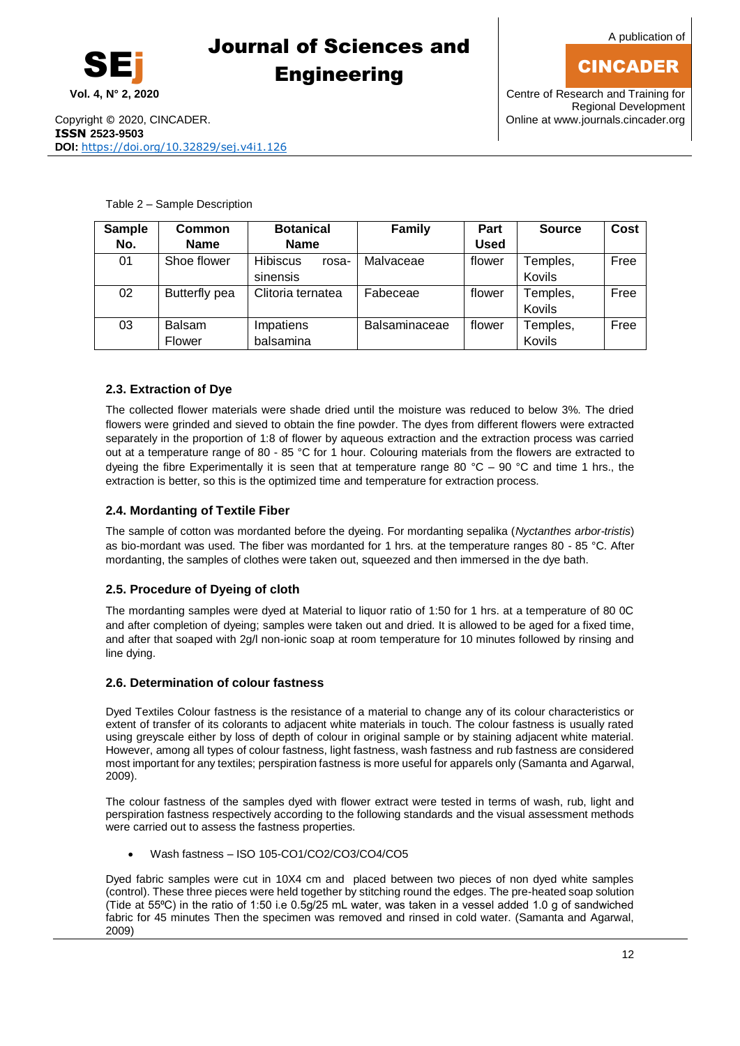Table 2 – Sample Description

| Sample No. | Common Name | Botanical Name | Family | Part Used | Source | Cost |
|---|---|---|---|---|---|---|
| 01 | Shoe flower | Hibiscus rosa-sinensis | Malvaceae | flower | Temples, Kovils | Free |
| 02 | Butterfly pea | Clitoria ternatea | Fabeceae | flower | Temples, Kovils | Free |
| 03 | Balsam Flower | Impatiens balsamina | Balsaminaceae | flower | Temples, Kovils | Free |

### 2.3. Extraction of Dye

The collected flower materials were shade dried until the moisture was reduced to below 3%. The dried flowers were grinded and sieved to obtain the fine powder. The dyes from different flowers were extracted separately in the proportion of 1:8 of flower by aqueous extraction and the extraction process was carried out at a temperature range of 80 - 85 °C for 1 hour. Colouring materials from the flowers are extracted to dyeing the fibre Experimentally it is seen that at temperature range 80 °C – 90 °C and time 1 hrs., the extraction is better, so this is the optimized time and temperature for extraction process.

### 2.4. Mordanting of Textile Fiber

The sample of cotton was mordanted before the dyeing. For mordanting sepalika (*Nyctanthes arbor-tristis*) as bio-mordant was used. The fiber was mordanted for 1 hrs. at the temperature ranges 80 - 85 °C. After mordanting, the samples of clothes were taken out, squeezed and then immersed in the dye bath.

### 2.5. Procedure of Dyeing of cloth

The mordanting samples were dyed at Material to liquor ratio of 1:50 for 1 hrs. at a temperature of 80 0C and after completion of dyeing; samples were taken out and dried. It is allowed to be aged for a fixed time, and after that soaped with 2g/l non-ionic soap at room temperature for 10 minutes followed by rinsing and line dying.

### 2.6. Determination of colour fastness

Dyed Textiles Colour fastness is the resistance of a material to change any of its colour characteristics or extent of transfer of its colorants to adjacent white materials in touch. The colour fastness is usually rated using greyscale either by loss of depth of colour in original sample or by staining adjacent white material. However, among all types of colour fastness, light fastness, wash fastness and rub fastness are considered most important for any textiles; perspiration fastness is more useful for apparels only (Samanta and Agarwal, 2009).

The colour fastness of the samples dyed with flower extract were tested in terms of wash, rub, light and perspiration fastness respectively according to the following standards and the visual assessment methods were carried out to assess the fastness properties.

- Wash fastness – ISO 105-CO1/CO2/CO3/CO4/CO5

Dyed fabric samples were cut in 10X4 cm and placed between two pieces of non dyed white samples (control). These three pieces were held together by stitching round the edges. The pre-heated soap solution (Tide at 55ºC) in the ratio of 1:50 i.e 0.5g/25 mL water, was taken in a vessel added 1.0 g of sandwiched fabric for 45 minutes Then the specimen was removed and rinsed in cold water. (Samanta and Agarwal, 2009)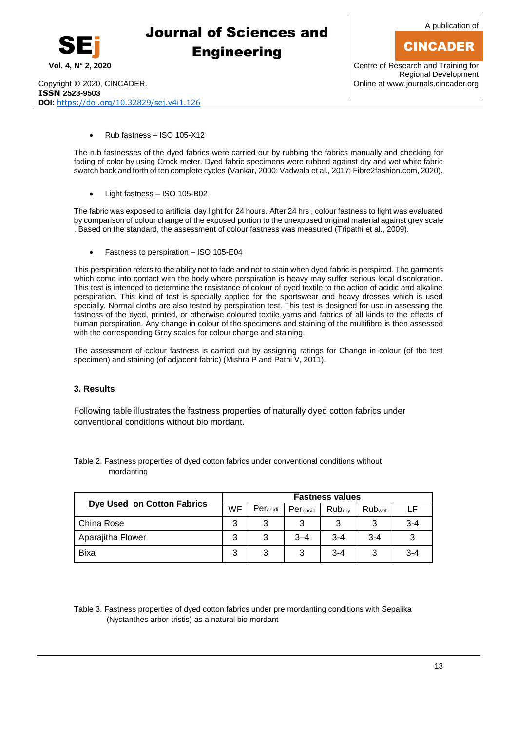- Rub fastness – ISO 105-X12

The rub fastnesses of the dyed fabrics were carried out by rubbing the fabrics manually and checking for fading of color by using Crock meter. Dyed fabric specimens were rubbed against dry and wet white fabric swatch back and forth of ten complete cycles (Vankar, 2000; Vadwala et al., 2017; Fibre2fashion.com, 2020).

- Light fastness – ISO 105-B02

The fabric was exposed to artificial day light for 24 hours. After 24 hrs , colour fastness to light was evaluated by comparison of colour change of the exposed portion to the unexposed original material against grey scale . Based on the standard, the assessment of colour fastness was measured (Tripathi et al., 2009).

- Fastness to perspiration – ISO 105-E04

This perspiration refers to the ability not to fade and not to stain when dyed fabric is perspired. The garments which come into contact with the body where perspiration is heavy may suffer serious local discoloration. This test is intended to determine the resistance of colour of dyed textile to the action of acidic and alkaline perspiration. This kind of test is specially applied for the sportswear and heavy dresses which is used specially. Normal cloths are also tested by perspiration test. This test is designed for use in assessing the fastness of the dyed, printed, or otherwise coloured textile yarns and fabrics of all kinds to the effects of human perspiration. Any change in colour of the specimens and staining of the multifibre is then assessed with the corresponding Grey scales for colour change and staining.

The assessment of colour fastness is carried out by assigning ratings for Change in colour (of the test specimen) and staining (of adjacent fabric) (Mishra P and Patni V, 2011).

### 3. Results

Following table illustrates the fastness properties of naturally dyed cotton fabrics under conventional conditions without bio mordant.

Table 2. Fastness properties of dyed cotton fabrics under conventional conditions without mordanting

| Dye Used on Cotton Fabrics | Fastness values | | | | | |
|---|---|---|---|---|---|---|
| | WF | $Per_{acidi}$ | $Per_{basic}$ | $Rub_{dry}$ | $Rub_{wet}$ | LF |
| China Rose | 3 | 3 | 3 | 3 | 3 | 3-4 |
| Aparajitha Flower | 3 | 3 | 3–4 | 3-4 | 3-4 | 3 |
| Bixa | 3 | 3 | 3 | 3-4 | 3 | 3-4 |

Table 3. Fastness properties of dyed cotton fabrics under pre mordanting conditions with Sepalika (Nyctanthes arbor-tristis) as a natural bio mordant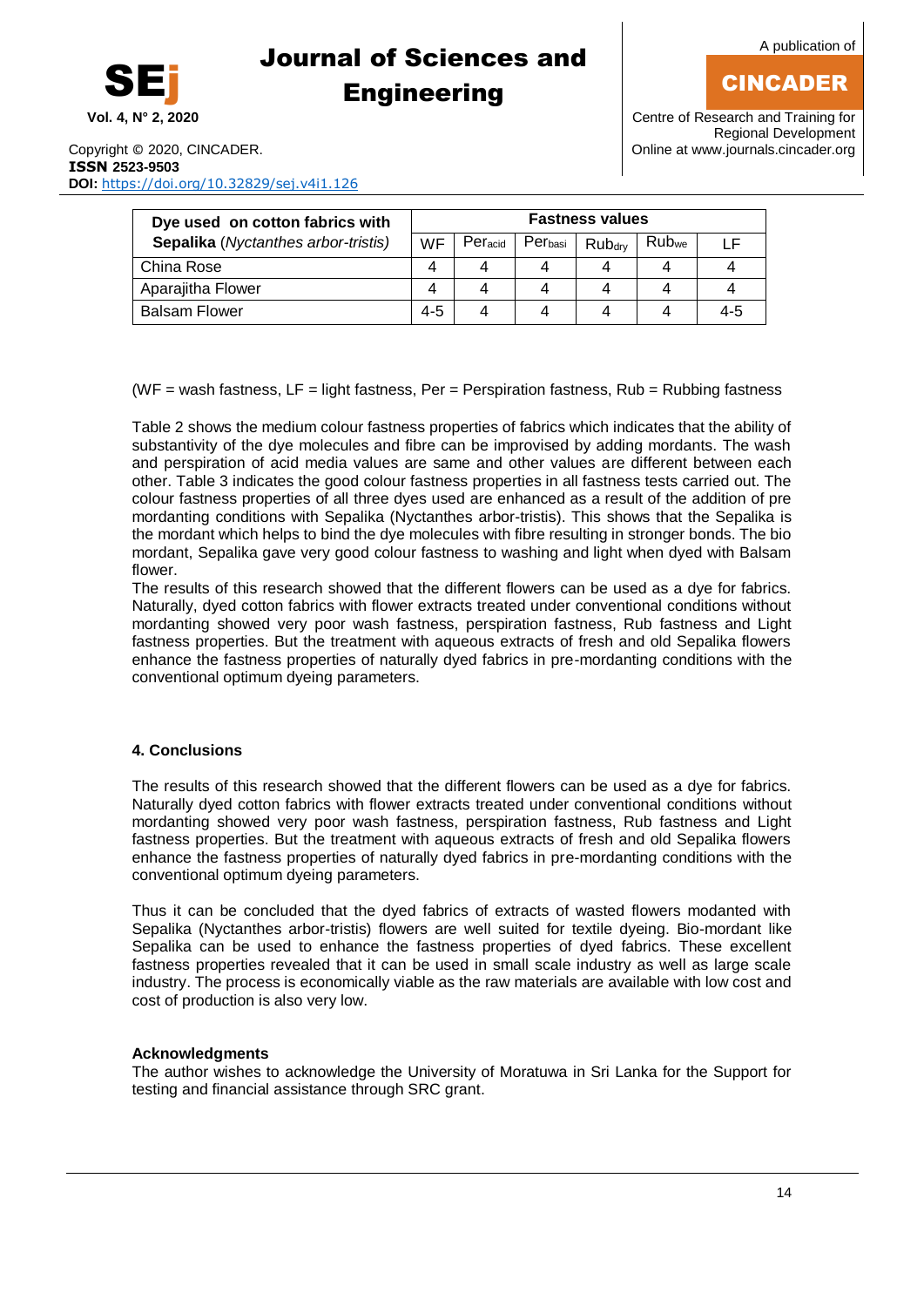| Dye used on cotton fabrics with **Sepalika** (*Nyctanthes arbor-tristis*) | Fastness values | | | | | |
|---|---|---|---|---|---|---|
| | WF | $Per_{acid}$ | $Per_{basi}$ | $Rub_{dry}$ | $Rub_{we}$ | LF |
| China Rose | 4 | 4 | 4 | 4 | 4 | 4 |
| Aparajitha Flower | 4 | 4 | 4 | 4 | 4 | 4 |
| Balsam Flower | 4-5 | 4 | 4 | 4 | 4 | 4-5 |

(WF = wash fastness, LF = light fastness, Per = Perspiration fastness, Rub = Rubbing fastness

Table 2 shows the medium colour fastness properties of fabrics which indicates that the ability of substantivity of the dye molecules and fibre can be improvised by adding mordants. The wash and perspiration of acid media values are same and other values are different between each other. Table 3 indicates the good colour fastness properties in all fastness tests carried out. The colour fastness properties of all three dyes used are enhanced as a result of the addition of pre mordanting conditions with Sepalika (Nyctanthes arbor-tristis). This shows that the Sepalika is the mordant which helps to bind the dye molecules with fibre resulting in stronger bonds. The bio mordant, Sepalika gave very good colour fastness to washing and light when dyed with Balsam flower.

The results of this research showed that the different flowers can be used as a dye for fabrics. Naturally, dyed cotton fabrics with flower extracts treated under conventional conditions without mordanting showed very poor wash fastness, perspiration fastness, Rub fastness and Light fastness properties. But the treatment with aqueous extracts of fresh and old Sepalika flowers enhance the fastness properties of naturally dyed fabrics in pre-mordanting conditions with the conventional optimum dyeing parameters.

## 4. Conclusions

The results of this research showed that the different flowers can be used as a dye for fabrics. Naturally dyed cotton fabrics with flower extracts treated under conventional conditions without mordanting showed very poor wash fastness, perspiration fastness, Rub fastness and Light fastness properties. But the treatment with aqueous extracts of fresh and old Sepalika flowers enhance the fastness properties of naturally dyed fabrics in pre-mordanting conditions with the conventional optimum dyeing parameters.

Thus it can be concluded that the dyed fabrics of extracts of wasted flowers modanted with Sepalika (Nyctanthes arbor-tristis) flowers are well suited for textile dyeing. Bio-mordant like Sepalika can be used to enhance the fastness properties of dyed fabrics. These excellent fastness properties revealed that it can be used in small scale industry as well as large scale industry. The process is economically viable as the raw materials are available with low cost and cost of production is also very low.

### Acknowledgments

The author wishes to acknowledge the University of Moratuwa in Sri Lanka for the Support for testing and financial assistance through SRC grant.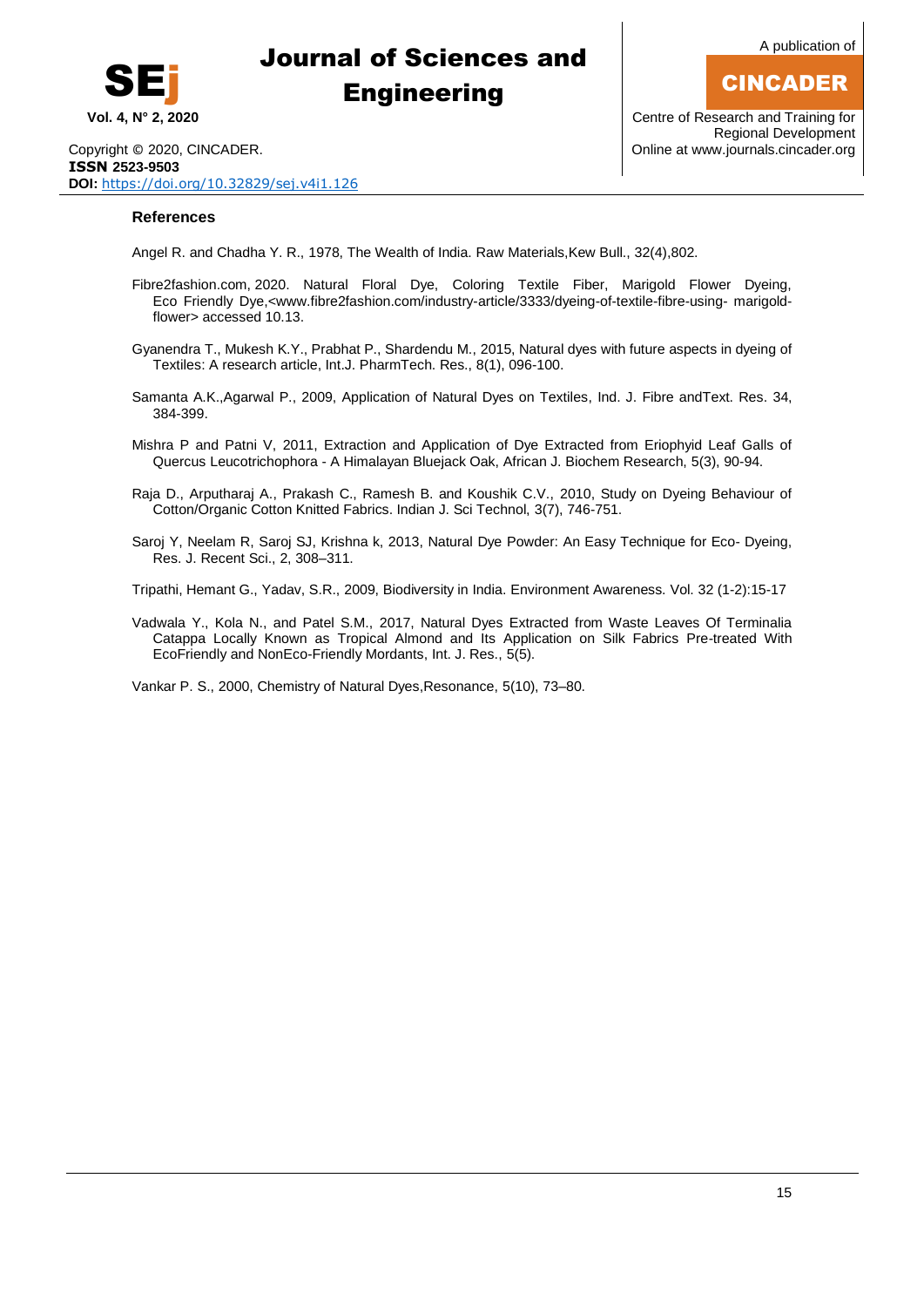## References

Angel R. and Chadha Y. R., 1978, The Wealth of India. Raw Materials,Kew Bull., 32(4),802.

Fibre2fashion.com, 2020. Natural Floral Dye, Coloring Textile Fiber, Marigold Flower Dyeing, Eco Friendly Dye,<www.fibre2fashion.com/industry-article/3333/dyeing-of-textile-fibre-using- marigold-flower> accessed 10.13.

Gyanendra T., Mukesh K.Y., Prabhat P., Shardendu M., 2015, Natural dyes with future aspects in dyeing of Textiles: A research article, Int.J. PharmTech. Res., 8(1), 096-100.

Samanta A.K.,Agarwal P., 2009, Application of Natural Dyes on Textiles, Ind. J. Fibre andText. Res. 34, 384-399.

Mishra P and Patni V, 2011, Extraction and Application of Dye Extracted from Eriophyid Leaf Galls of Quercus Leucotrichophora - A Himalayan Bluejack Oak, African J. Biochem Research, 5(3), 90-94.

Raja D., Arputharaj A., Prakash C., Ramesh B. and Koushik C.V., 2010, Study on Dyeing Behaviour of Cotton/Organic Cotton Knitted Fabrics. Indian J. Sci Technol, 3(7), 746-751.

Saroj Y, Neelam R, Saroj SJ, Krishna k, 2013, Natural Dye Powder: An Easy Technique for Eco- Dyeing, Res. J. Recent Sci., 2, 308–311.

Tripathi, Hemant G., Yadav, S.R., 2009, Biodiversity in India. Environment Awareness. Vol. 32 (1-2):15-17

Vadwala Y., Kola N., and Patel S.M., 2017, Natural Dyes Extracted from Waste Leaves Of Terminalia Catappa Locally Known as Tropical Almond and Its Application on Silk Fabrics Pre-treated With EcoFriendly and NonEco-Friendly Mordants, Int. J. Res., 5(5).

Vankar P. S., 2000, Chemistry of Natural Dyes,Resonance, 5(10), 73–80.